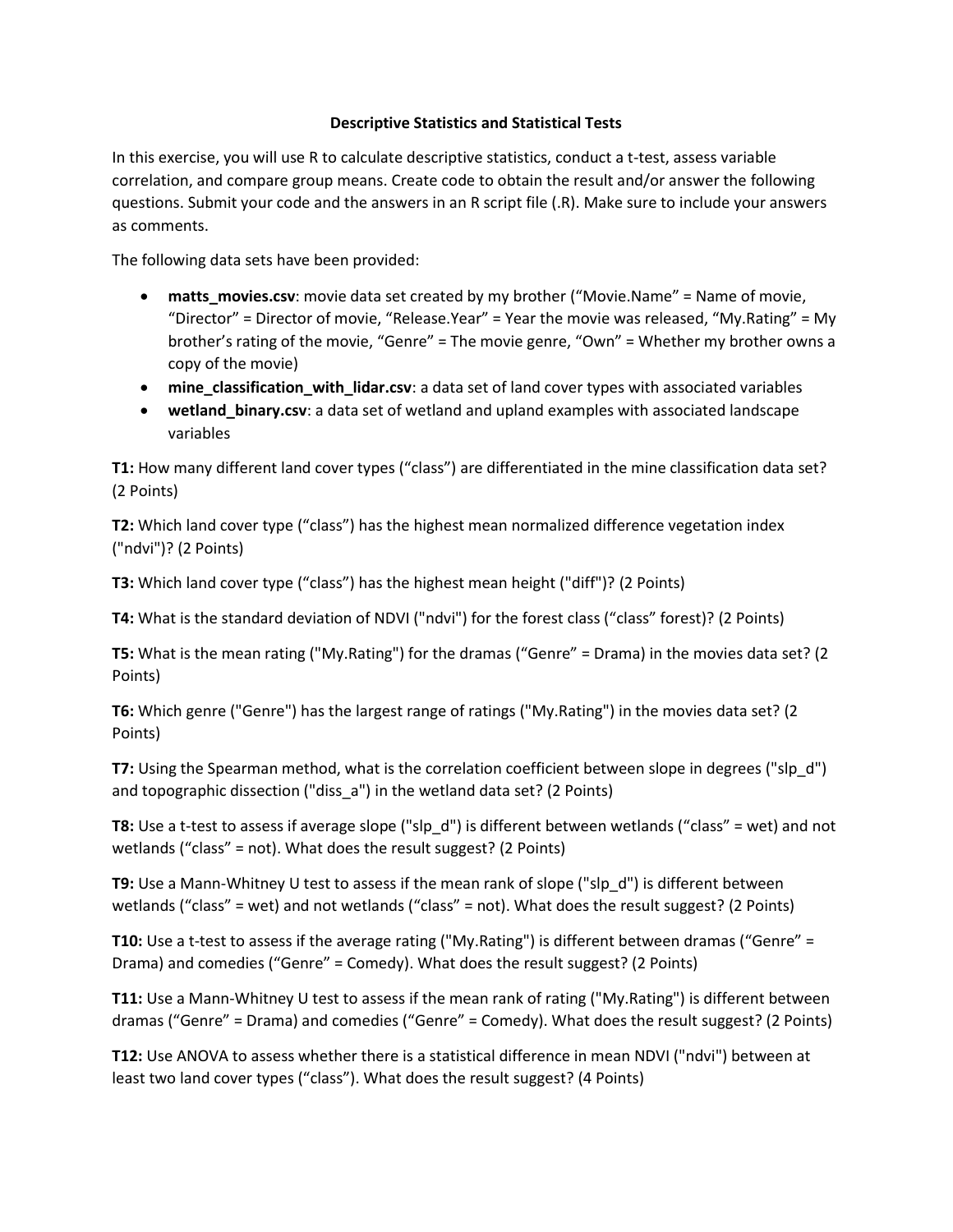# Descriptive Statistics and Statistical Tests

In this exercise, you will use R to calculate descriptive statistics, conduct a t-test, assess variable correlation, and compare group means. Create code to obtain the result and/or answer the following questions. Submit your code and the answers in an R script file (.R). Make sure to include your answers as comments.

The following data sets have been provided:

- **matts_movies.csv**: movie data set created by my brother ("Movie.Name" = Name of movie, "Director" = Director of movie, "Release.Year" = Year the movie was released, "My.Rating" = My brother's rating of the movie, "Genre" = The movie genre, "Own" = Whether my brother owns a copy of the movie)
- **mine_classification_with_lidar.csv**: a data set of land cover types with associated variables
- **wetland_binary.csv**: a data set of wetland and upland examples with associated landscape variables

**T1:** How many different land cover types ("class") are differentiated in the mine classification data set? (2 Points)

**T2:** Which land cover type ("class") has the highest mean normalized difference vegetation index ("ndvi")? (2 Points)

**T3:** Which land cover type ("class") has the highest mean height ("diff")? (2 Points)

**T4:** What is the standard deviation of NDVI ("ndvi") for the forest class ("class" forest)? (2 Points)

**T5:** What is the mean rating ("My.Rating") for the dramas ("Genre" = Drama) in the movies data set? (2 Points)

**T6:** Which genre ("Genre") has the largest range of ratings ("My.Rating") in the movies data set? (2 Points)

**T7:** Using the Spearman method, what is the correlation coefficient between slope in degrees ("slp_d") and topographic dissection ("diss_a") in the wetland data set? (2 Points)

**T8:** Use a t-test to assess if average slope ("slp_d") is different between wetlands ("class" = wet) and not wetlands ("class" = not). What does the result suggest? (2 Points)

**T9:** Use a Mann-Whitney U test to assess if the mean rank of slope ("slp_d") is different between wetlands ("class" = wet) and not wetlands ("class" = not). What does the result suggest? (2 Points)

**T10:** Use a t-test to assess if the average rating ("My.Rating") is different between dramas ("Genre" = Drama) and comedies ("Genre" = Comedy). What does the result suggest? (2 Points)

**T11:** Use a Mann-Whitney U test to assess if the mean rank of rating ("My.Rating") is different between dramas ("Genre" = Drama) and comedies ("Genre" = Comedy). What does the result suggest? (2 Points)

**T12:** Use ANOVA to assess whether there is a statistical difference in mean NDVI ("ndvi") between at least two land cover types ("class"). What does the result suggest? (4 Points)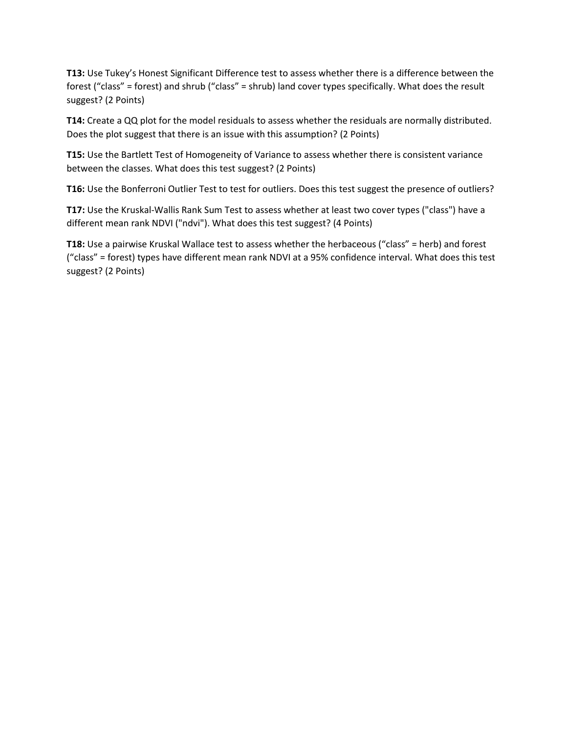**T13:** Use Tukey's Honest Significant Difference test to assess whether there is a difference between the forest ("class" = forest) and shrub ("class" = shrub) land cover types specifically. What does the result suggest? (2 Points)

**T14:** Create a QQ plot for the model residuals to assess whether the residuals are normally distributed. Does the plot suggest that there is an issue with this assumption? (2 Points)

**T15:** Use the Bartlett Test of Homogeneity of Variance to assess whether there is consistent variance between the classes. What does this test suggest? (2 Points)

**T16:** Use the Bonferroni Outlier Test to test for outliers. Does this test suggest the presence of outliers?

**T17:** Use the Kruskal-Wallis Rank Sum Test to assess whether at least two cover types ("class") have a different mean rank NDVI ("ndvi"). What does this test suggest? (4 Points)

**T18:** Use a pairwise Kruskal Wallace test to assess whether the herbaceous ("class" = herb) and forest ("class" = forest) types have different mean rank NDVI at a 95% confidence interval. What does this test suggest? (2 Points)